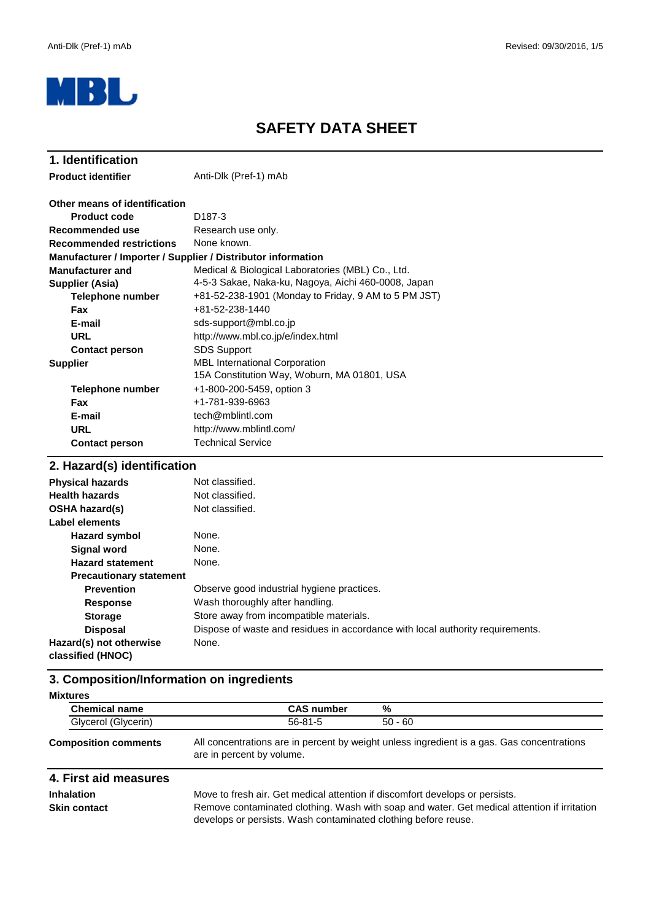# SAFETY DATA SHEET

## 1. Identification

| | |
|---|---|
| **Product identifier** | Anti-Dlk (Pref-1) mAb |
| **Other means of identification** | |
| **Product code** | D187-3 |
| **Recommended use** | Research use only. |
| **Recommended restrictions** | None known. |

**Manufacturer / Importer / Supplier / Distributor information**

| | |
|---|---|
| **Manufacturer and Supplier (Asia)** | Medical & Biological Laboratories (MBL) Co., Ltd.<br>4-5-3 Sakae, Naka-ku, Nagoya, Aichi 460-0008, Japan |
| **Telephone number** | +81-52-238-1901 (Monday to Friday, 9 AM to 5 PM JST) |
| **Fax** | +81-52-238-1440 |
| **E-mail** | sds-support@mbl.co.jp |
| **URL** | http://www.mbl.co.jp/e/index.html |
| **Contact person** | SDS Support |
| **Supplier** | MBL International Corporation<br>15A Constitution Way, Woburn, MA 01801, USA |
| **Telephone number** | +1-800-200-5459, option 3 |
| **Fax** | +1-781-939-6963 |
| **E-mail** | tech@mblintl.com |
| **URL** | http://www.mblintl.com/ |
| **Contact person** | Technical Service |

## 2. Hazard(s) identification

| | |
|---|---|
| **Physical hazards** | Not classified. |
| **Health hazards** | Not classified. |
| **OSHA hazard(s)** | Not classified. |
| **Label elements** | |
| **Hazard symbol** | None. |
| **Signal word** | None. |
| **Hazard statement** | None. |
| **Precautionary statement** | |
| **Prevention** | Observe good industrial hygiene practices. |
| **Response** | Wash thoroughly after handling. |
| **Storage** | Store away from incompatible materials. |
| **Disposal** | Dispose of waste and residues in accordance with local authority requirements. |
| **Hazard(s) not otherwise classified (HNOC)** | None. |

## 3. Composition/Information on ingredients

**Mixtures**

| Chemical name | CAS number | % |
|---|---|---|
| Glycerol (Glycerin) | 56-81-5 | 50 - 60 |

**Composition comments** All concentrations are in percent by weight unless ingredient is a gas. Gas concentrations are in percent by volume.

## 4. First aid measures

| | |
|---|---|
| **Inhalation** | Move to fresh air. Get medical attention if discomfort develops or persists. |
| **Skin contact** | Remove contaminated clothing. Wash with soap and water. Get medical attention if irritation develops or persists. Wash contaminated clothing before reuse. |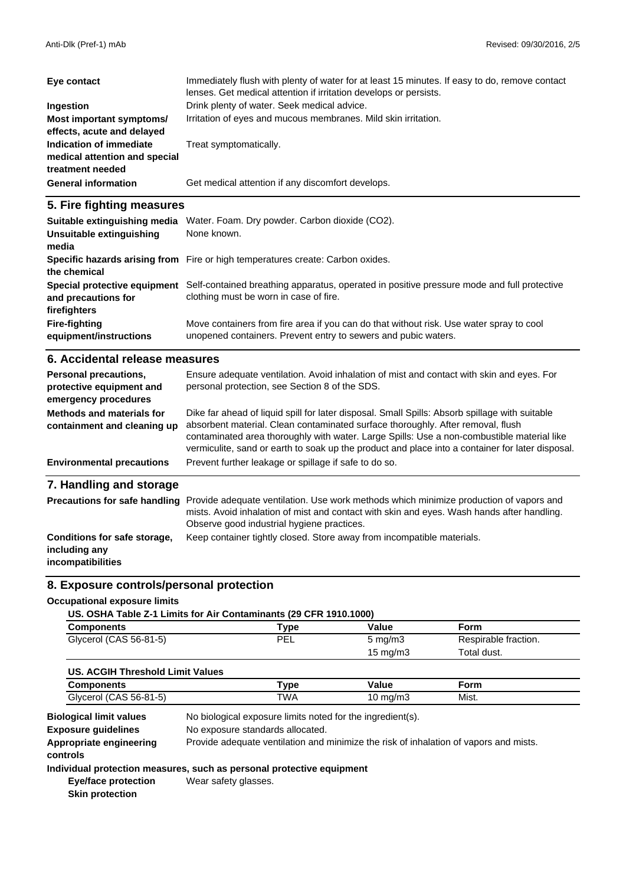| | |
|---|---|
| **Eye contact** | Immediately flush with plenty of water for at least 15 minutes. If easy to do, remove contact lenses. Get medical attention if irritation develops or persists. |
| **Ingestion** | Drink plenty of water. Seek medical advice. |
| **Most important symptoms/ effects, acute and delayed** | Irritation of eyes and mucous membranes. Mild skin irritation. |
| **Indication of immediate medical attention and special treatment needed** | Treat symptomatically. |
| **General information** | Get medical attention if any discomfort develops. |

## 5. Fire fighting measures

| | |
|---|---|
| **Suitable extinguishing media** | Water. Foam. Dry powder. Carbon dioxide ($CO_2$). |
| **Unsuitable extinguishing media** | None known. |
| **Specific hazards arising from the chemical** | Fire or high temperatures create: Carbon oxides. |
| **Special protective equipment and precautions for firefighters** | Self-contained breathing apparatus, operated in positive pressure mode and full protective clothing must be worn in case of fire. |
| **Fire-fighting equipment/instructions** | Move containers from fire area if you can do that without risk. Use water spray to cool unopened containers. Prevent entry to sewers and pubic waters. |

## 6. Accidental release measures

| | |
|---|---|
| **Personal precautions, protective equipment and emergency procedures** | Ensure adequate ventilation. Avoid inhalation of mist and contact with skin and eyes. For personal protection, see Section 8 of the SDS. |
| **Methods and materials for containment and cleaning up** | Dike far ahead of liquid spill for later disposal. Small Spills: Absorb spillage with suitable absorbent material. Clean contaminated surface thoroughly. After removal, flush contaminated area thoroughly with water. Large Spills: Use a non-combustible material like vermiculite, sand or earth to soak up the product and place into a container for later disposal. |
| **Environmental precautions** | Prevent further leakage or spillage if safe to do so. |

## 7. Handling and storage

| | |
|---|---|
| **Precautions for safe handling** | Provide adequate ventilation. Use work methods which minimize production of vapors and mists. Avoid inhalation of mist and contact with skin and eyes. Wash hands after handling. Observe good industrial hygiene practices. |
| **Conditions for safe storage, including any incompatibilities** | Keep container tightly closed. Store away from incompatible materials. |

## 8. Exposure controls/personal protection

**Occupational exposure limits**

**US. OSHA Table Z-1 Limits for Air Contaminants (29 CFR 1910.1000)**

| Components | Type | Value | Form |
|---|---|---|---|
| Glycerol (CAS 56-81-5) | PEL | 5 mg/m3 | Respirable fraction. |
| | | 15 mg/m3 | Total dust. |

**US. ACGIH Threshold Limit Values**

| Components | Type | Value | Form |
|---|---|---|---|
| Glycerol (CAS 56-81-5) | TWA | 10 mg/m3 | Mist. |

| | |
|---|---|
| **Biological limit values** | No biological exposure limits noted for the ingredient(s). |
| **Exposure guidelines** | No exposure standards allocated. |
| **Appropriate engineering controls** | Provide adequate ventilation and minimize the risk of inhalation of vapors and mists. |

**Individual protection measures, such as personal protective equipment**

| | |
|---|---|
| **Eye/face protection** | Wear safety glasses. |
| **Skin protection** | |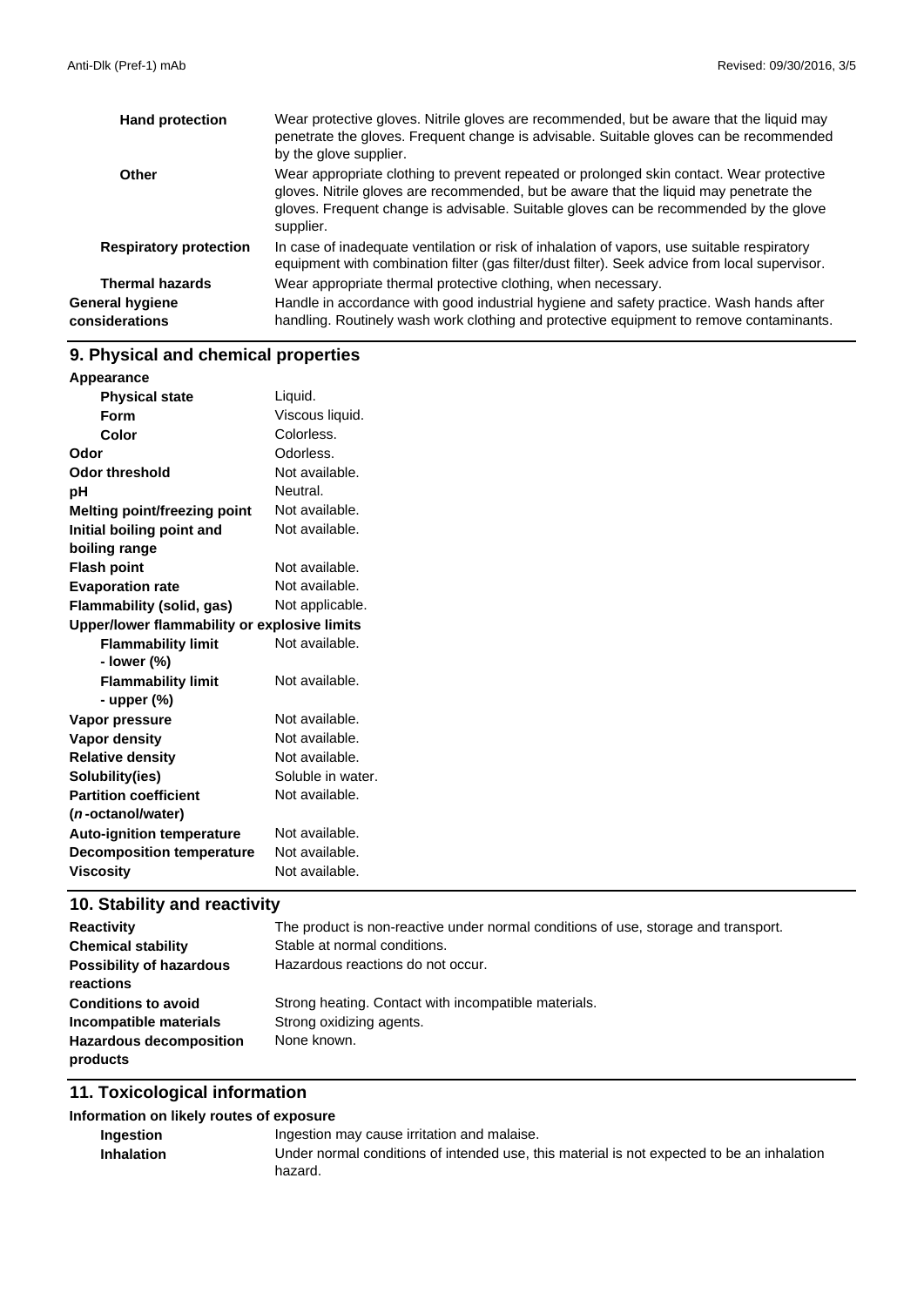| | |
|---|---|
| **Hand protection** | Wear protective gloves. Nitrile gloves are recommended, but be aware that the liquid may penetrate the gloves. Frequent change is advisable. Suitable gloves can be recommended by the glove supplier. |
| **Other** | Wear appropriate clothing to prevent repeated or prolonged skin contact. Wear protective gloves. Nitrile gloves are recommended, but be aware that the liquid may penetrate the gloves. Frequent change is advisable. Suitable gloves can be recommended by the glove supplier. |
| **Respiratory protection** | In case of inadequate ventilation or risk of inhalation of vapors, use suitable respiratory equipment with combination filter (gas filter/dust filter). Seek advice from local supervisor. |
| **Thermal hazards** | Wear appropriate thermal protective clothing, when necessary. |
| **General hygiene considerations** | Handle in accordance with good industrial hygiene and safety practice. Wash hands after handling. Routinely wash work clothing and protective equipment to remove contaminants. |

## 9. Physical and chemical properties

| | |
|---|---|
| **Appearance** | |
| **Physical state** | Liquid. |
| **Form** | Viscous liquid. |
| **Color** | Colorless. |
| **Odor** | Odorless. |
| **Odor threshold** | Not available. |
| **pH** | Neutral. |
| **Melting point/freezing point** | Not available. |
| **Initial boiling point and boiling range** | Not available. |
| **Flash point** | Not available. |
| **Evaporation rate** | Not available. |
| **Flammability (solid, gas)** | Not applicable. |
| **Upper/lower flammability or explosive limits** | |
| **Flammability limit - lower (%)** | Not available. |
| **Flammability limit - upper (%)** | Not available. |
| **Vapor pressure** | Not available. |
| **Vapor density** | Not available. |
| **Relative density** | Not available. |
| **Solubility(ies)** | Soluble in water. |
| **Partition coefficient (*n*-octanol/water)** | Not available. |
| **Auto-ignition temperature** | Not available. |
| **Decomposition temperature** | Not available. |
| **Viscosity** | Not available. |

## 10. Stability and reactivity

| | |
|---|---|
| **Reactivity** | The product is non-reactive under normal conditions of use, storage and transport. |
| **Chemical stability** | Stable at normal conditions. |
| **Possibility of hazardous reactions** | Hazardous reactions do not occur. |
| **Conditions to avoid** | Strong heating. Contact with incompatible materials. |
| **Incompatible materials** | Strong oxidizing agents. |
| **Hazardous decomposition products** | None known. |

## 11. Toxicological information

**Information on likely routes of exposure**

| | |
|---|---|
| **Ingestion** | Ingestion may cause irritation and malaise. |
| **Inhalation** | Under normal conditions of intended use, this material is not expected to be an inhalation hazard. |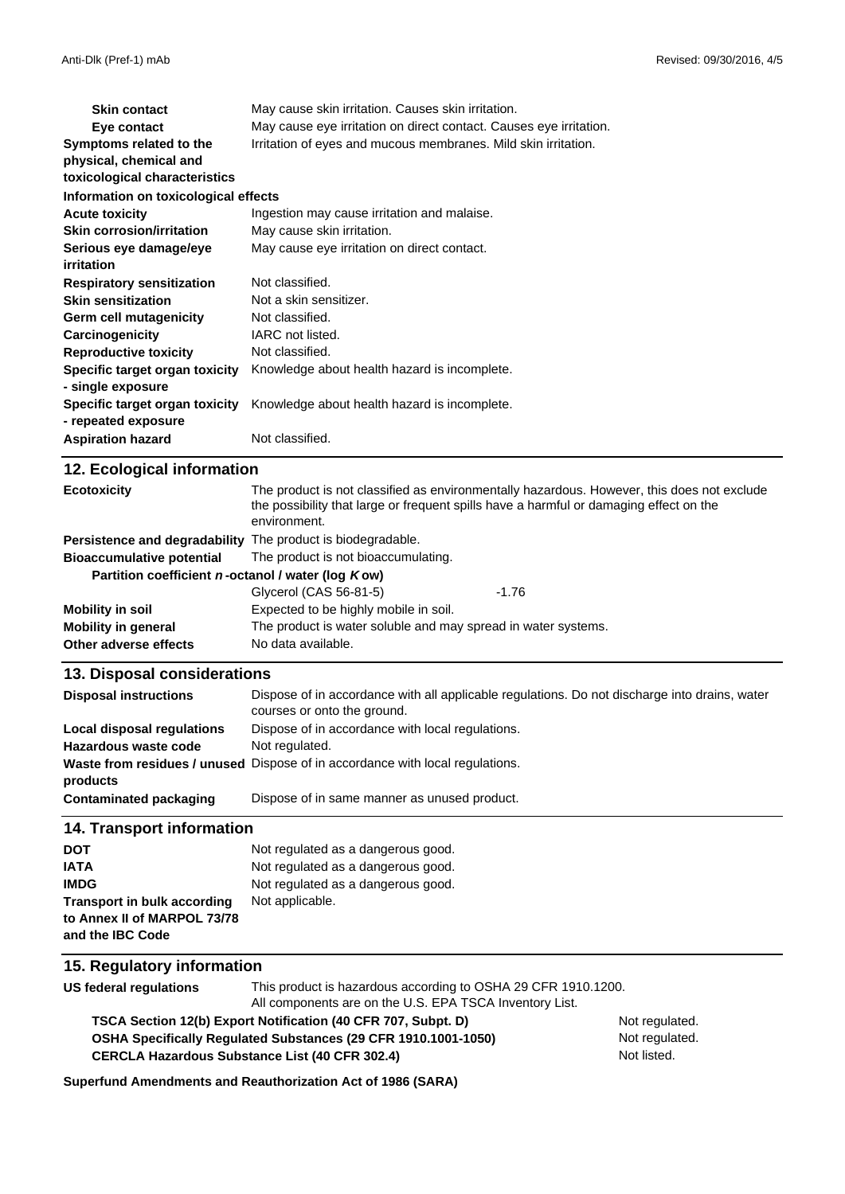| | |
|---|---|
| **Skin contact** | May cause skin irritation. Causes skin irritation. |
| **Eye contact** | May cause eye irritation on direct contact. Causes eye irritation. |
| **Symptoms related to the physical, chemical and toxicological characteristics** | Irritation of eyes and mucous membranes. Mild skin irritation. |

**Information on toxicological effects**

| | |
|---|---|
| **Acute toxicity** | Ingestion may cause irritation and malaise. |
| **Skin corrosion/irritation** | May cause skin irritation. |
| **Serious eye damage/eye irritation** | May cause eye irritation on direct contact. |
| **Respiratory sensitization** | Not classified. |
| **Skin sensitization** | Not a skin sensitizer. |
| **Germ cell mutagenicity** | Not classified. |
| **Carcinogenicity** | IARC not listed. |
| **Reproductive toxicity** | Not classified. |
| **Specific target organ toxicity - single exposure** | Knowledge about health hazard is incomplete. |
| **Specific target organ toxicity - repeated exposure** | Knowledge about health hazard is incomplete. |
| **Aspiration hazard** | Not classified. |

## 12. Ecological information

| | |
|---|---|
| **Ecotoxicity** | The product is not classified as environmentally hazardous. However, this does not exclude the possibility that large or frequent spills have a harmful or damaging effect on the environment. |
| **Persistence and degradability** | The product is biodegradable. |
| **Bioaccumulative potential** | The product is not bioaccumulating. |

**Partition coefficient *n*-octanol / water (log *K* ow)**

| | |
|---|---|
| Glycerol (CAS 56-81-5) | -1.76 |

| | |
|---|---|
| **Mobility in soil** | Expected to be highly mobile in soil. |
| **Mobility in general** | The product is water soluble and may spread in water systems. |
| **Other adverse effects** | No data available. |

## 13. Disposal considerations

| | |
|---|---|
| **Disposal instructions** | Dispose of in accordance with all applicable regulations. Do not discharge into drains, water courses or onto the ground. |
| **Local disposal regulations** | Dispose of in accordance with local regulations. |
| **Hazardous waste code** | Not regulated. |
| **Waste from residues / unused products** | Dispose of in accordance with local regulations. |
| **Contaminated packaging** | Dispose of in same manner as unused product. |

## 14. Transport information

| | |
|---|---|
| **DOT** | Not regulated as a dangerous good. |
| **IATA** | Not regulated as a dangerous good. |
| **IMDG** | Not regulated as a dangerous good. |
| **Transport in bulk according to Annex II of MARPOL 73/78 and the IBC Code** | Not applicable. |

## 15. Regulatory information

**US federal regulations** This product is hazardous according to OSHA 29 CFR 1910.1200.
All components are on the U.S. EPA TSCA Inventory List.

| | |
|---|---|
| **TSCA Section 12(b) Export Notification (40 CFR 707, Subpt. D)** | Not regulated. |
| **OSHA Specifically Regulated Substances (29 CFR 1910.1001-1050)** | Not regulated. |
| **CERCLA Hazardous Substance List (40 CFR 302.4)** | Not listed. |

**Superfund Amendments and Reauthorization Act of 1986 (SARA)**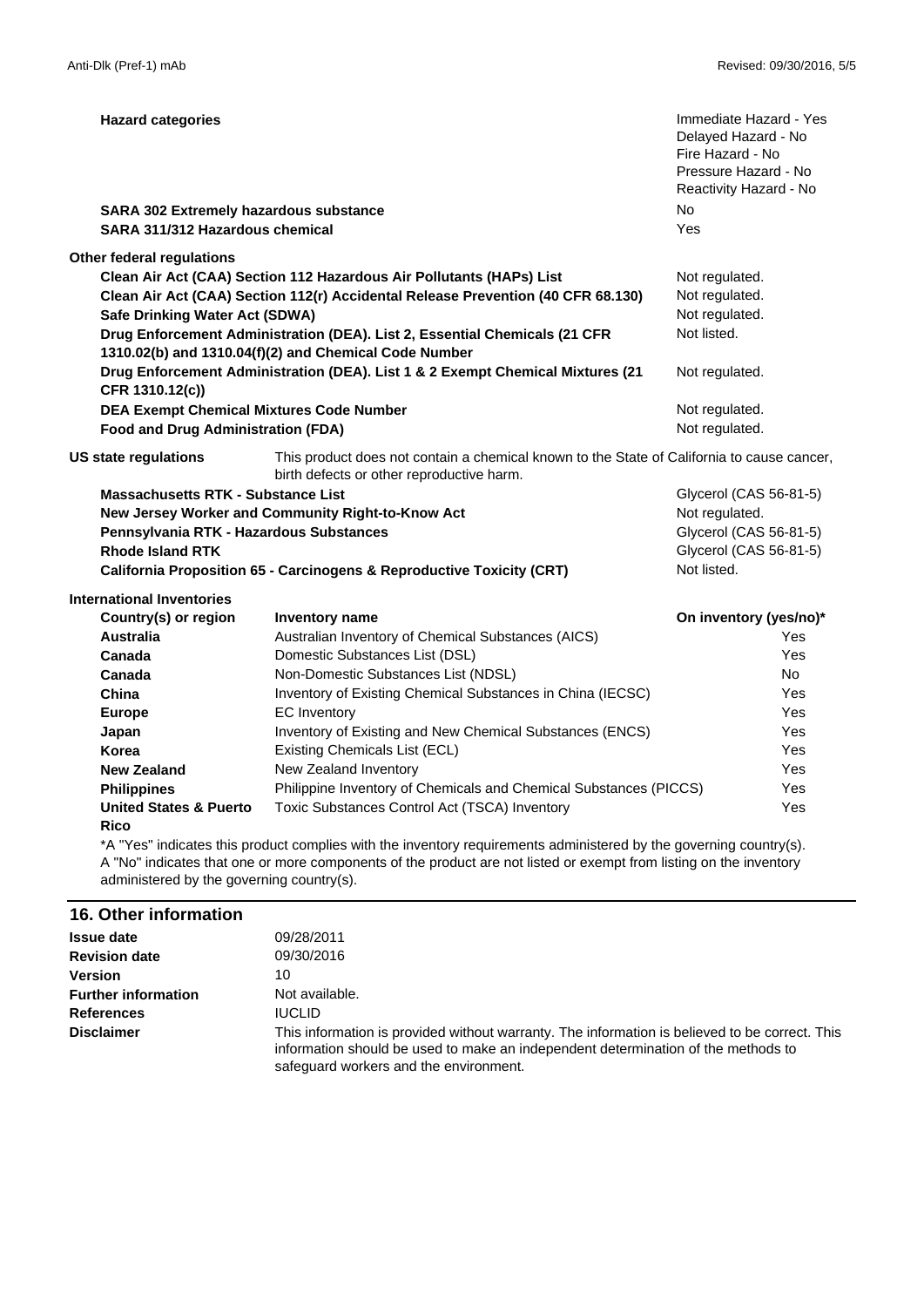| | |
|---|---|
| **Hazard categories** | Immediate Hazard - Yes<br>Delayed Hazard - No<br>Fire Hazard - No<br>Pressure Hazard - No<br>Reactivity Hazard - No |
| **SARA 302 Extremely hazardous substance** | No |
| **SARA 311/312 Hazardous chemical** | Yes |

**Other federal regulations**

| | |
|---|---|
| **Clean Air Act (CAA) Section 112 Hazardous Air Pollutants (HAPs) List** | Not regulated. |
| **Clean Air Act (CAA) Section 112(r) Accidental Release Prevention (40 CFR 68.130)** | Not regulated. |
| **Safe Drinking Water Act (SDWA)** | Not regulated. |
| **Drug Enforcement Administration (DEA). List 2, Essential Chemicals (21 CFR 1310.02(b) and 1310.04(f)(2) and Chemical Code Number** | Not listed. |
| **Drug Enforcement Administration (DEA). List 1 & 2 Exempt Chemical Mixtures (21 CFR 1310.12(c))** | Not regulated. |
| **DEA Exempt Chemical Mixtures Code Number** | Not regulated. |
| **Food and Drug Administration (FDA)** | Not regulated. |

**US state regulations** This product does not contain a chemical known to the State of California to cause cancer, birth defects or other reproductive harm.

| | |
|---|---|
| **Massachusetts RTK - Substance List** | Glycerol (CAS 56-81-5) |
| **New Jersey Worker and Community Right-to-Know Act** | Not regulated. |
| **Pennsylvania RTK - Hazardous Substances** | Glycerol (CAS 56-81-5) |
| **Rhode Island RTK** | Glycerol (CAS 56-81-5) |
| **California Proposition 65 - Carcinogens & Reproductive Toxicity (CRT)** | Not listed. |

**International Inventories**

| Country(s) or region | Inventory name | On inventory (yes/no)* |
|---|---|---|
| **Australia** | Australian Inventory of Chemical Substances (AICS) | Yes |
| **Canada** | Domestic Substances List (DSL) | Yes |
| **Canada** | Non-Domestic Substances List (NDSL) | No |
| **China** | Inventory of Existing Chemical Substances in China (IECSC) | Yes |
| **Europe** | EC Inventory | Yes |
| **Japan** | Inventory of Existing and New Chemical Substances (ENCS) | Yes |
| **Korea** | Existing Chemicals List (ECL) | Yes |
| **New Zealand** | New Zealand Inventory | Yes |
| **Philippines** | Philippine Inventory of Chemicals and Chemical Substances (PICCS) | Yes |
| **United States & Puerto Rico** | Toxic Substances Control Act (TSCA) Inventory | Yes |

*A "Yes" indicates this product complies with the inventory requirements administered by the governing country(s).
A "No" indicates that one or more components of the product are not listed or exempt from listing on the inventory administered by the governing country(s).

## 16. Other information

| | |
|---|---|
| **Issue date** | 09/28/2011 |
| **Revision date** | 09/30/2016 |
| **Version** | 10 |
| **Further information** | Not available. |
| **References** | IUCLID |
| **Disclaimer** | This information is provided without warranty. The information is believed to be correct. This information should be used to make an independent determination of the methods to safeguard workers and the environment. |